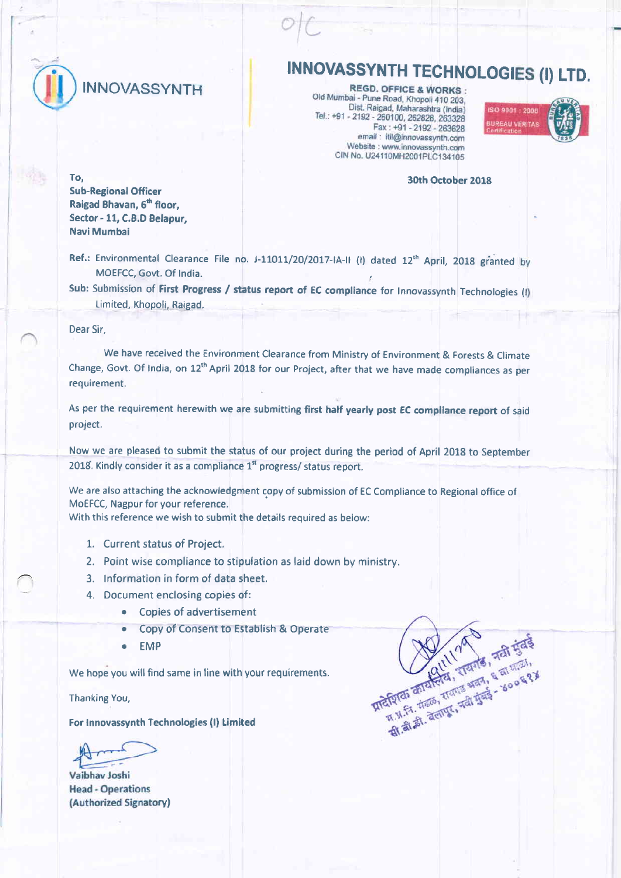O/C

# INNOVASSYNTH TECHNOLOGIES (I) LTD.

INNOVASSYNTH

**REGD. OFFICE & WORKS :**
Old Mumbai - Pune Road, Khopoli 410 203,
Dist. Raigad, Maharashtra (India)
Tel.: +91 - 2192 - 260100, 262828, 263328
Fax : +91 - 2192 - 263628
email : itil@innovassynth.com
Website : www.innovassynth.com
CIN No. U24110MH2001PLC134105

ISO 9001 : 2008
BUREAU VERITAS
Certification

**30th October 2018**

**To,**
**Sub-Regional Officer**
**Raigad Bhavan, 6th floor,**
**Sector - 11, C.B.D Belapur,**
**Navi Mumbai**

**Ref.:** Environmental Clearance File no. J-11011/20/2017-IA-II (I) dated 12th April, 2018 granted by MOEFCC, Govt. Of India.

**Sub:** Submission of **First Progress / status report of EC compliance** for Innovassynth Technologies (I) Limited, Khopoli, Raigad.

Dear Sir,

We have received the Environment Clearance from Ministry of Environment & Forests & Climate Change, Govt. Of India, on 12th April 2018 for our Project, after that we have made compliances as per requirement.

As per the requirement herewith we are submitting **first half yearly post EC compliance report** of said project.

Now we are pleased to submit the status of our project during the period of April 2018 to September 2018. Kindly consider it as a compliance 1st progress/ status report.

We are also attaching the acknowledgment copy of submission of EC Compliance to Regional office of MoEFCC, Nagpur for your reference.
With this reference we wish to submit the details required as below:

1. Current status of Project.
2. Point wise compliance to stipulation as laid down by ministry.
3. Information in form of data sheet.
4. Document enclosing copies of:
   - Copies of advertisement
   - Copy of Consent to Establish & Operate
   - EMP

We hope you will find same in line with your requirements.

Thanking You,

**For Innovassynth Technologies (I) Limited**

**Vaibhav Joshi**
**Head - Operations**
**(Authorized Signatory)**

प्रादेशिक कार्यालय, रायगड, नवी मुंबई
म.प्र.नि. मंडळ, रायगड भवन, ६ वा मजला,
सी.बी.डी. बेलापूर, नवी मुंबई - ४००६१४
2/11/18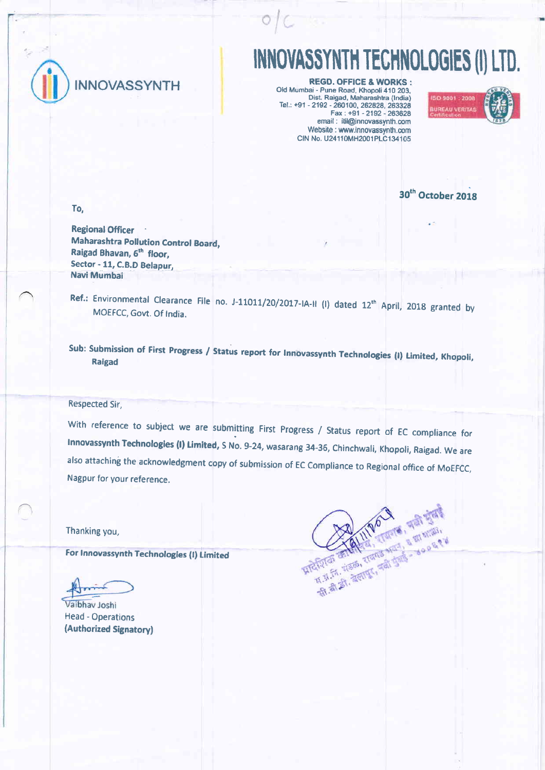o/c

# INNOVASSYNTH TECHNOLOGIES (I) LTD.

INNOVASSYNTH

**REGD. OFFICE & WORKS :**
Old Mumbai - Pune Road, Khopoli 410 203,
Dist. Raigad, Maharashtra (India)
Tel.: +91 - 2192 - 260100, 262828, 263328
Fax : +91 - 2192 - 263628
email : itil@innovassynth.com
Website : www.innovassynth.com
CIN No. U24110MH2001PLC134105

ISO 9001 : 2008 BUREAU VERITAS Certification

**30th October 2018**

To,

**Regional Officer**
**Maharashtra Pollution Control Board,**
**Raigad Bhavan, 6th floor,**
**Sector - 11, C.B.D Belapur,**
**Navi Mumbai**

Ref.: Environmental Clearance File no. J-11011/20/2017-IA-II (I) dated 12th April, 2018 granted by MOEFCC, Govt. Of India.

**Sub: Submission of First Progress / Status report for Innovassynth Technologies (I) Limited, Khopoli, Raigad**

Respected Sir,

With reference to subject we are submitting First Progress / Status report of EC compliance for **Innovassynth Technologies (I) Limited**, S No. 9-24, wasarang 34-36, Chinchwali, Khopoli, Raigad. We are also attaching the acknowledgment copy of submission of EC Compliance to Regional office of MoEFCC, Nagpur for your reference.

Thanking you,

**For Innovassynth Technologies (I) Limited**

Vaibhav Joshi
Head - Operations
**(Authorized Signatory)**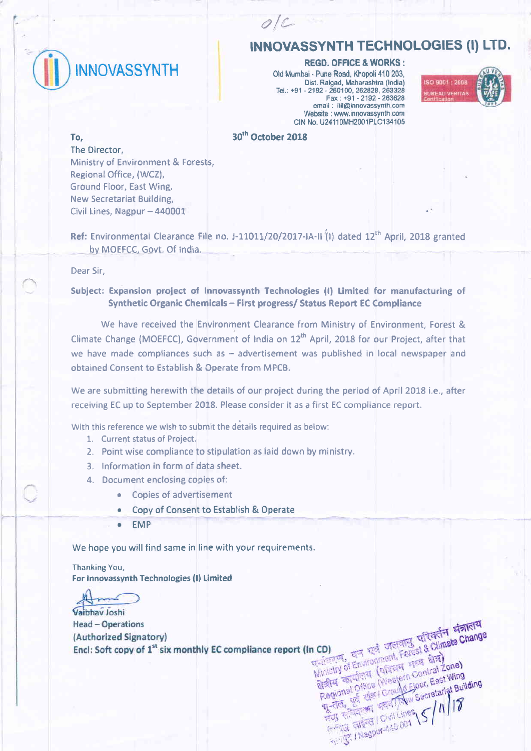O/C

# INNOVASSYNTH TECHNOLOGIES (I) LTD.

INNOVASSYNTH

**REGD. OFFICE & WORKS :**
Old Mumbai - Pune Road, Khopoli 410 203,
Dist. Raigad, Maharashtra (India)
Tel.: +91 - 2192 - 260100, 262828, 263328
Fax : +91 - 2192 - 263628
email : iiil@innovassynth.com
Website : www.innovassynth.com
CIN No. U24110MH2001PLC134105

ISO 9001 : 2008
BUREAU VERITAS Certification

**To,**

**30th October 2018**

The Director,
Ministry of Environment & Forests,
Regional Office, (WCZ),
Ground Floor, East Wing,
New Secretariat Building,
Civil Lines, Nagpur – 440001

**Ref:** Environmental Clearance File no. J-11011/20/2017-IA-II (I) dated 12th April, 2018 granted by MOEFCC, Govt. Of India.

Dear Sir,

**Subject: Expansion project of Innovassynth Technologies (I) Limited for manufacturing of Synthetic Organic Chemicals – First progress/ Status Report EC Compliance**

We have received the Environment Clearance from Ministry of Environment, Forest & Climate Change (MOEFCC), Government of India on 12th April, 2018 for our Project, after that we have made compliances such as – advertisement was published in local newspaper and obtained Consent to Establish & Operate from MPCB.

We are submitting herewith the details of our project during the period of April 2018 i.e., after receiving EC up to September 2018. Please consider it as a first EC compliance report.

With this reference we wish to submit the details required as below:

1. Current status of Project.
2. Point wise compliance to stipulation as laid down by ministry.
3. Information in form of data sheet.
4. Document enclosing copies of:
    - Copies of advertisement
    - Copy of Consent to Establish & Operate
    - EMP

We hope you will find same in line with your requirements.

Thanking You,
**For Innovassynth Technologies (I) Limited**

Vaibhav Joshi
**Head – Operations**
**(Authorized Signatory)**
**Encl: Soft copy of 1st six monthly EC compliance report (In CD)**

पर्यावरण, वन एवं जलवायु परिवर्तन मंत्रालय
Ministry of Environment, Forest & Climate Change
क्षेत्रीय कार्यालय (पश्चिम मध्य क्षेत्र)
Regional Office (Western Central Zone)
भू-तल, पूर्व खंड / Ground Floor, East Wing
नया सचिवालय भवन / New Secretariat Building
सिविल लाईन्स / Civil Lines
नागपुर / Nagpur-440 001
15/11/18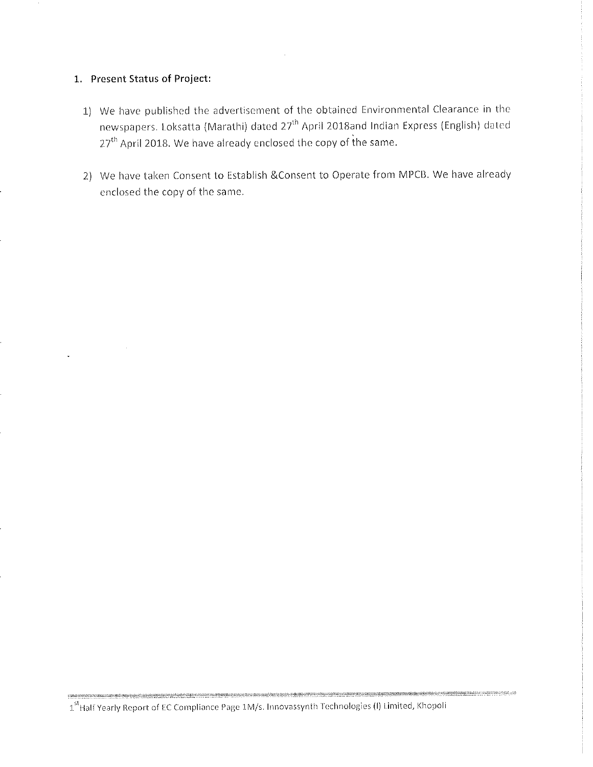1. **Present Status of Project:**

    1) We have published the advertisement of the obtained Environmental Clearance in the newspapers. Loksatta (Marathi) dated 27th April 2018and Indian Express (English) dated 27th April 2018. We have already enclosed the copy of the same.

    2) We have taken Consent to Establish &Consent to Operate from MPCB. We have already enclosed the copy of the same.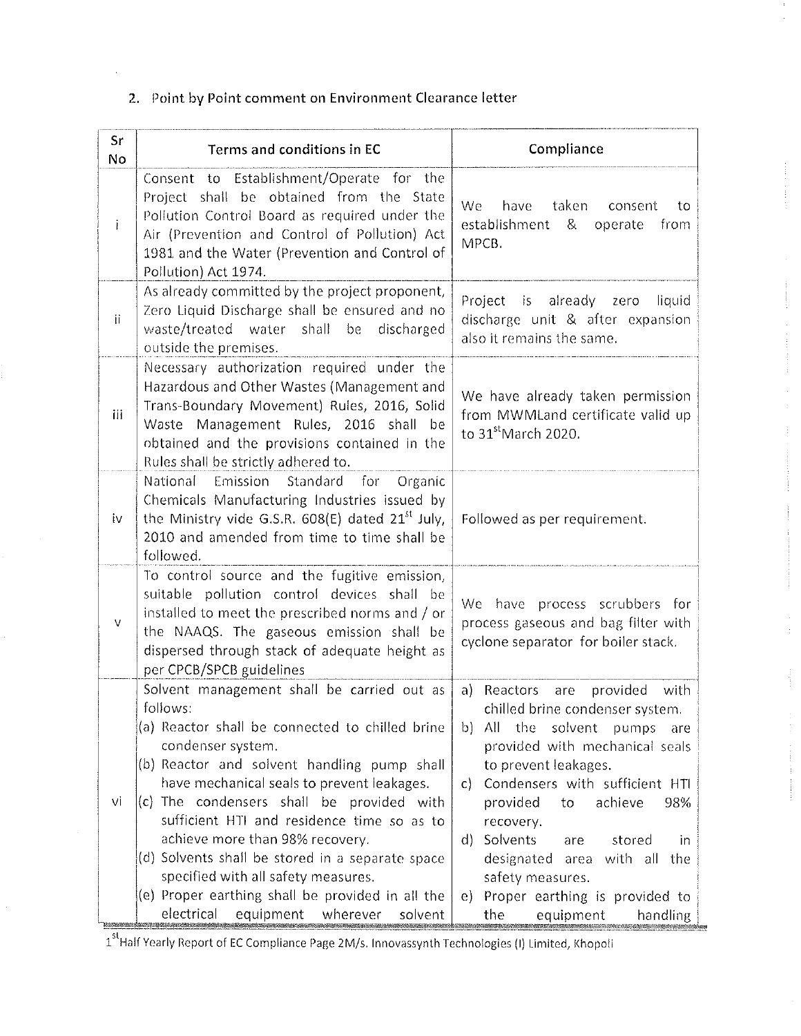2. Point by Point comment on Environment Clearance letter

| Sr No | Terms and conditions in EC | Compliance |
|---|---|---|
| i | Consent to Establishment/Operate for the Project shall be obtained from the State Pollution Control Board as required under the Air (Prevention and Control of Pollution) Act 1981 and the Water (Prevention and Control of Pollution) Act 1974. | We have taken consent to establishment & operate from MPCB. |
| ii | As already committed by the project proponent, Zero Liquid Discharge shall be ensured and no waste/treated water shall be discharged outside the premises. | Project is already zero liquid discharge unit & after expansion also it remains the same. |
| iii | Necessary authorization required under the Hazardous and Other Wastes (Management and Trans-Boundary Movement) Rules, 2016, Solid Waste Management Rules, 2016 shall be obtained and the provisions contained in the Rules shall be strictly adhered to. | We have already taken permission from MWMLand certificate valid up to 31st March 2020. |
| iv | National Emission Standard for Organic Chemicals Manufacturing Industries issued by the Ministry vide G.S.R. 608(E) dated 21st July, 2010 and amended from time to time shall be followed. | Followed as per requirement. |
| v | To control source and the fugitive emission, suitable pollution control devices shall be installed to meet the prescribed norms and / or the NAAQS. The gaseous emission shall be dispersed through stack of adequate height as per CPCB/SPCB guidelines | We have process scrubbers for process gaseous and bag filter with cyclone separator for boiler stack. |
| vi | Solvent management shall be carried out as follows:<br>(a) Reactor shall be connected to chilled brine condenser system.<br>(b) Reactor and solvent handling pump shall have mechanical seals to prevent leakages.<br>(c) The condensers shall be provided with sufficient HTI and residence time so as to achieve more than 98% recovery.<br>(d) Solvents shall be stored in a separate space specified with all safety measures.<br>(e) Proper earthing shall be provided in all the electrical equipment wherever solvent | a) Reactors are provided with chilled brine condenser system.<br>b) All the solvent pumps are provided with mechanical seals to prevent leakages.<br>c) Condensers with sufficient HTI provided to achieve 98% recovery.<br>d) Solvents are stored in designated area with all the safety measures.<br>e) Proper earthing is provided to the equipment handling |

1st Half Yearly Report of EC Compliance Page 2M/s. Innovassynth Technologies (I) Limited, Khopoli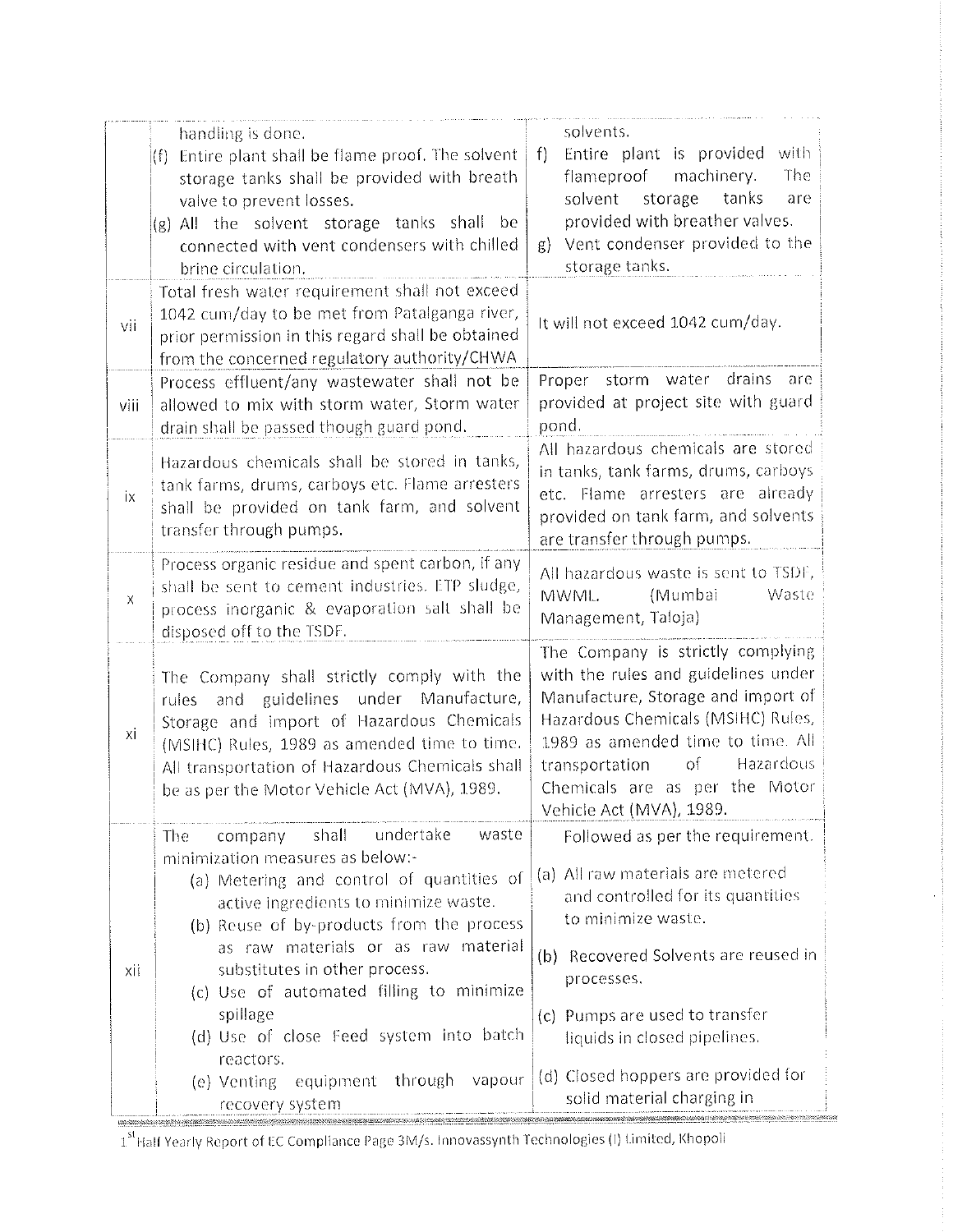| | | |
|---|---|---|
| | handling is done.<br>(f) Entire plant shall be flame proof. The solvent storage tanks shall be provided with breath valve to prevent losses.<br>(g) All the solvent storage tanks shall be connected with vent condensers with chilled brine circulation. | solvents.<br>f) Entire plant is provided with flameproof machinery. The solvent storage tanks are provided with breather valves.<br>g) Vent condenser provided to the storage tanks. |
| vii | Total fresh water requirement shall not exceed 1042 cum/day to be met from Patalganga river, prior permission in this regard shall be obtained from the concerned regulatory authority/CHWA | It will not exceed 1042 cum/day. |
| viii | Process effluent/any wastewater shall not be allowed to mix with storm water, Storm water drain shall be passed though guard pond. | Proper storm water drains are provided at project site with guard pond. |
| ix | Hazardous chemicals shall be stored in tanks, tank farms, drums, carboys etc. Flame arresters shall be provided on tank farm, and solvent transfer through pumps. | All hazardous chemicals are stored in tanks, tank farms, drums, carboys etc. Flame arresters are already provided on tank farm, and solvents are transfer through pumps. |
| x | Process organic residue and spent carbon, if any shall be sent to cement industries. ETP sludge, process inorganic & evaporation salt shall be disposed off to the TSDF. | All hazardous waste is sent to TSDF, MWML. (Mumbai Waste Management, Taloja) |
| xi | The Company shall strictly comply with the rules and guidelines under Manufacture, Storage and import of Hazardous Chemicals (MSIHC) Rules, 1989 as amended time to time. All transportation of Hazardous Chemicals shall be as per the Motor Vehicle Act (MVA), 1989. | The Company is strictly complying with the rules and guidelines under Manufacture, Storage and import of Hazardous Chemicals (MSIHC) Rules, 1989 as amended time to time. All transportation of Hazardous Chemicals are as per the Motor Vehicle Act (MVA), 1989. |
| xii | The company shall undertake waste minimization measures as below:-<br>(a) Metering and control of quantities of active ingredients to minimize waste.<br>(b) Reuse of by-products from the process as raw materials or as raw material substitutes in other process.<br>(c) Use of automated filling to minimize spillage<br>(d) Use of close Feed system into batch reactors.<br>(e) Venting equipment through vapour recovery system | Followed as per the requirement.<br>(a) All raw materials are metered and controlled for its quantities to minimize waste.<br>(b) Recovered Solvents are reused in processes.<br>(c) Pumps are used to transfer liquids in closed pipelines.<br>(d) Closed hoppers are provided for solid material charging in |

1st Half Yearly Report of EC Compliance Page 3M/s. Innovassynth Technologies (I) Limited, Khopoli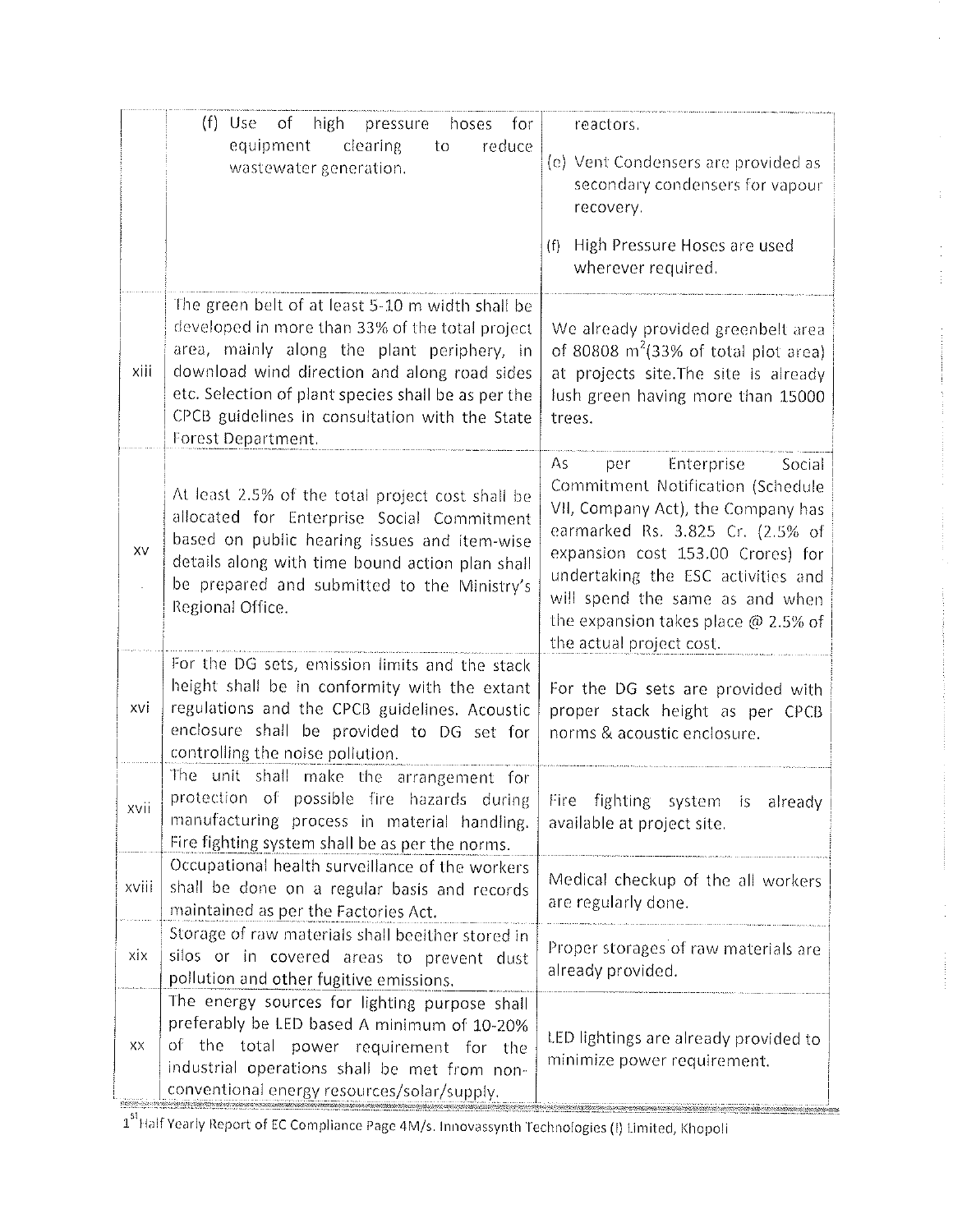| | | |
|---|---|---|
| | (f) Use of high pressure hoses for equipment clearing to reduce wastewater generation. | reactors.<br>(e) Vent Condensers are provided as secondary condensers for vapour recovery.<br>(f) High Pressure Hoses are used wherever required. |
| xiii | The green belt of at least 5-10 m width shall be developed in more than 33% of the total project area, mainly along the plant periphery, in download wind direction and along road sides etc. Selection of plant species shall be as per the CPCB guidelines in consultation with the State Forest Department. | We already provided greenbelt area of 80808 $m^2$(33% of total plot area) at projects site.The site is already lush green having more than 15000 trees. |
| xv | At least 2.5% of the total project cost shall be allocated for Enterprise Social Commitment based on public hearing issues and item-wise details along with time bound action plan shall be prepared and submitted to the Ministry's Regional Office. | As per Enterprise Social Commitment Notification (Schedule VII, Company Act), the Company has earmarked Rs. 3.825 Cr. (2.5% of expansion cost 153.00 Crores) for undertaking the ESC activities and will spend the same as and when the expansion takes place @ 2.5% of the actual project cost. |
| xvi | For the DG sets, emission limits and the stack height shall be in conformity with the extant regulations and the CPCB guidelines. Acoustic enclosure shall be provided to DG set for controlling the noise pollution. | For the DG sets are provided with proper stack height as per CPCB norms & acoustic enclosure. |
| xvii | The unit shall make the arrangement for protection of possible fire hazards during manufacturing process in material handling. Fire fighting system shall be as per the norms. | Fire fighting system is already available at project site. |
| xviii | Occupational health surveillance of the workers shall be done on a regular basis and records maintained as per the Factories Act. | Medical checkup of the all workers are regularly done. |
| xix | Storage of raw materials shall beeither stored in silos or in covered areas to prevent dust pollution and other fugitive emissions. | Proper storages of raw materials are already provided. |
| xx | The energy sources for lighting purpose shall preferably be LED based A minimum of 10-20% of the total power requirement for the industrial operations shall be met from non-conventional energy resources/solar/supply. | LED lightings are already provided to minimize power requirement. |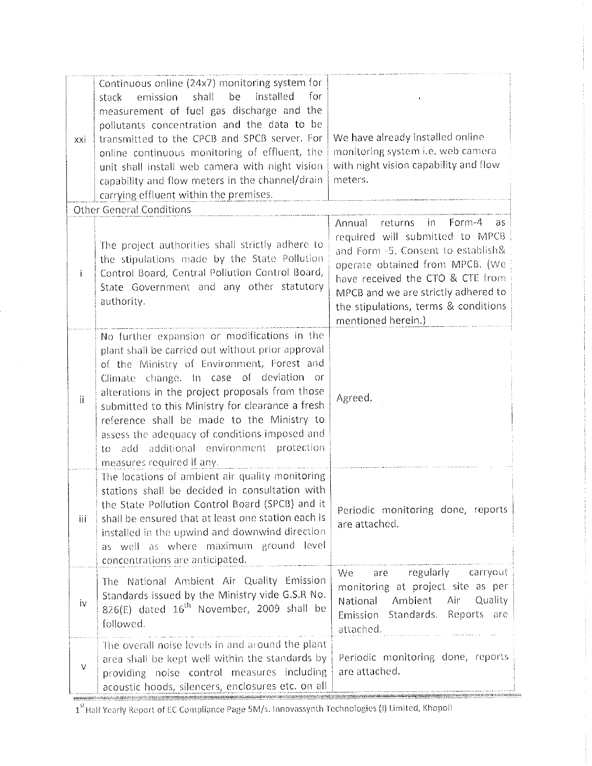| | | |
|---|---|---|
| xxi | Continuous online (24x7) monitoring system for stack emission shall be installed for measurement of fuel gas discharge and the pollutants concentration and the data to be transmitted to the CPCB and SPCB server. For online continuous monitoring of effluent, the unit shall install web camera with night vision capability and flow meters in the channel/drain carrying effluent within the premises. | We have already installed online monitoring system i.e. web camera with night vision capability and flow meters. |
| Other General Conditions | | |
| i | The project authorities shall strictly adhere to the stipulations made by the State Pollution Control Board, Central Pollution Control Board, State Government and any other statutory authority. | Annual returns in Form-4 as required will submitted to MPCB and Form -5. Consent to establish& operate obtained from MPCB. (We have received the CTO & CTE from MPCB and we are strictly adhered to the stipulations, terms & conditions mentioned herein.) |
| ii | No further expansion or modifications in the plant shall be carried out without prior approval of the Ministry of Environment, Forest and Climate change. In case of deviation or alterations in the project proposals from those submitted to this Ministry for clearance a fresh reference shall be made to the Ministry to assess the adequacy of conditions imposed and to add additional environment protection measures required if any. | Agreed. |
| iii | The locations of ambient air quality monitoring stations shall be decided in consultation with the State Pollution Control Board (SPCB) and it shall be ensured that at least one station each is installed in the upwind and downwind direction as well as where maximum ground level concentrations are anticipated. | Periodic monitoring done, reports are attached. |
| iv | The National Ambient Air Quality Emission Standards issued by the Ministry vide G.S.R No. 826(E) dated 16th November, 2009 shall be followed. | We are regularly carryout monitoring at project site as per National Ambient Air Quality Emission Standards. Reports are attached. |
| v | The overall noise levels in and around the plant area shall be kept well within the standards by providing noise control measures including acoustic hoods, silencers, enclosures etc. on all | Periodic monitoring done, reports are attached. |

1st Half Yearly Report of EC Compliance Page 5M/s. Innovassynth Technologies (I) Limited, Khopoli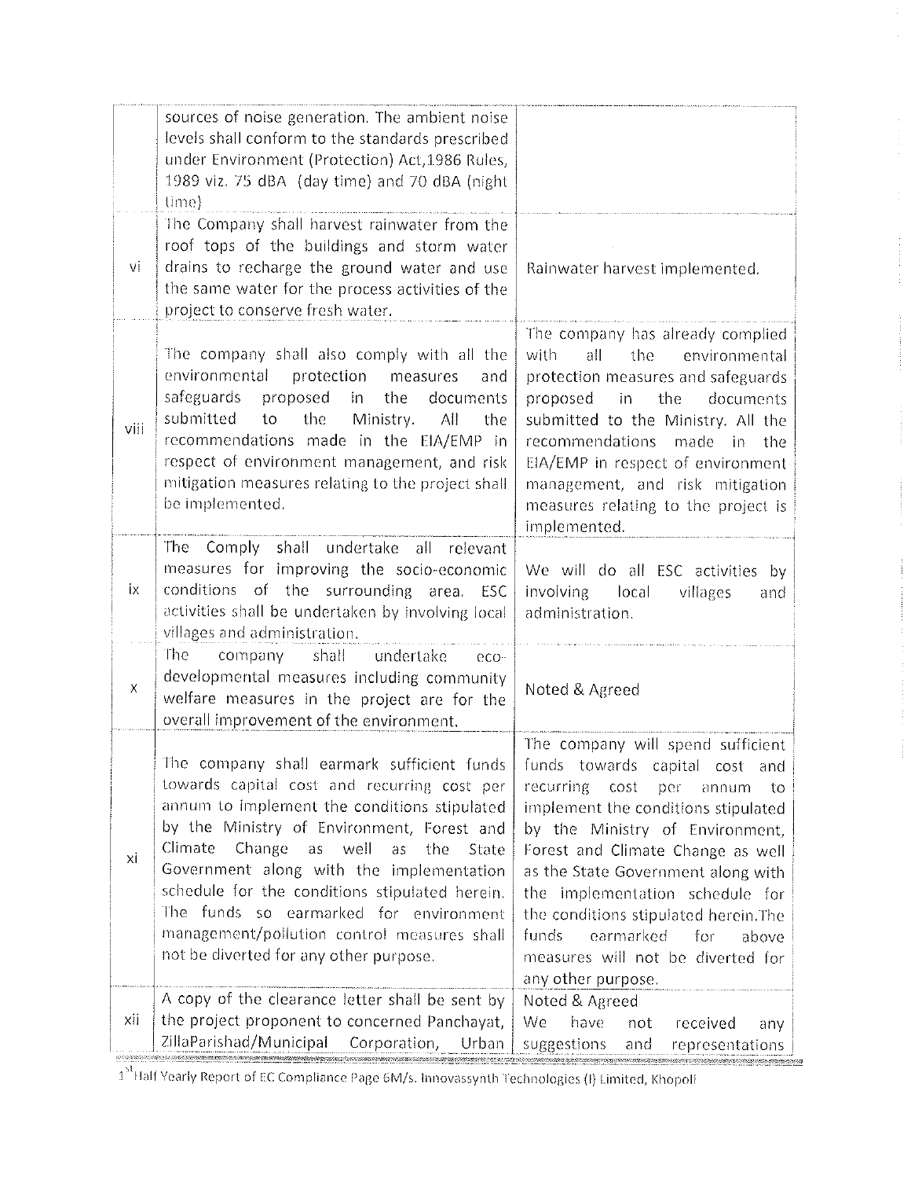| | | |
|---|---|---|
| | sources of noise generation. The ambient noise levels shall conform to the standards prescribed under Environment (Protection) Act,1986 Rules, 1989 viz. 75 dBA (day time) and 70 dBA (night time) | |
| vi | The Company shall harvest rainwater from the roof tops of the buildings and storm water drains to recharge the ground water and use the same water for the process activities of the project to conserve fresh water. | Rainwater harvest implemented. |
| viii | The company shall also comply with all the environmental protection measures and safeguards proposed in the documents submitted to the Ministry. All the recommendations made in the EIA/EMP in respect of environment management, and risk mitigation measures relating to the project shall be implemented. | The company has already complied with all the environmental protection measures and safeguards proposed in the documents submitted to the Ministry. All the recommendations made in the EIA/EMP in respect of environment management, and risk mitigation measures relating to the project is implemented. |
| ix | The Comply shall undertake all relevant measures for improving the socio-economic conditions of the surrounding area. ESC activities shall be undertaken by involving local villages and administration. | We will do all ESC activities by involving local villages and administration. |
| x | The company shall undertake eco-developmental measures including community welfare measures in the project are for the overall improvement of the environment. | Noted & Agreed |
| xi | The company shall earmark sufficient funds towards capital cost and recurring cost per annum to implement the conditions stipulated by the Ministry of Environment, Forest and Climate Change as well as the State Government along with the implementation schedule for the conditions stipulated herein. The funds so earmarked for environment management/pollution control measures shall not be diverted for any other purpose. | The company will spend sufficient funds towards capital cost and recurring cost per annum to implement the conditions stipulated by the Ministry of Environment, Forest and Climate Change as well as the State Government along with the implementation schedule for the conditions stipulated herein.The funds earmarked for above measures will not be diverted for any other purpose. |
| xii | A copy of the clearance letter shall be sent by the project proponent to concerned Panchayat, ZillaParishad/Municipal Corporation, Urban | Noted & Agreed<br>We have not received any suggestions and representations |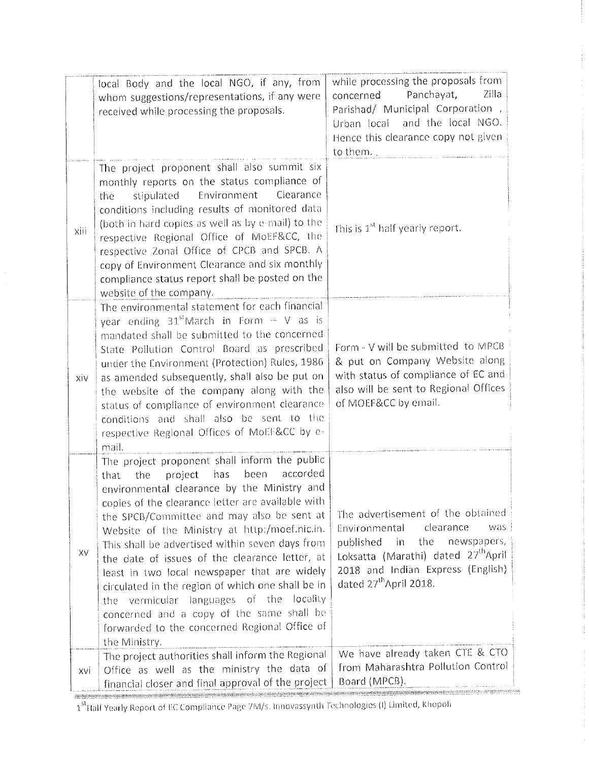| | | |
|---|---|---|
| | local Body and the local NGO, if any, from whom suggestions/representations, if any were received while processing the proposals. | while processing the proposals from concerned Panchayat, Zilla Parishad/ Municipal Corporation , Urban local and the local NGO. Hence this clearance copy not given to them. . |
| xiii | The project proponent shall also summit six monthly reports on the status compliance of the stipulated Environment Clearance conditions including results of monitored data (both in hard copies as well as by e-mail) to the respective Regional Office of MoEF&CC, the respective Zonal Office of CPCB and SPCB. A copy of Environment Clearance and six monthly compliance status report shall be posted on the website of the company. | This is 1[st] half yearly report. |
| xiv | The environmental statement for each financial year ending 31[st]March in Form – V as is mandated shall be submitted to the concerned State Pollution Control Board as prescribed under the Environment (Protection) Rules, 1986 as amended subsequently, shall also be put on the website of the company along with the status of compliance of environment clearance conditions and shall also be sent to the respective Regional Offices of MoEF&CC by e-mail. | Form - V will be submitted to MPCB & put on Company Website along with status of compliance of EC and also will be sent to Regional Offices of MOEF&CC by email. |
| xv | The project proponent shall inform the public that the project has been accorded environmental clearance by the Ministry and copies of the clearance letter are available with the SPCB/Committee and may also be sent at Website of the Ministry at http:/moef.nic.in. This shall be advertised within seven days from the date of issues of the clearance letter, at least in two local newspaper that are widely circulated in the region of which one shall be in the vermicular languages of the locality concerned and a copy of the same shall be forwarded to the concerned Regional Office of the Ministry. | The advertisement of the obtained Environmental clearance was published in the newspapers, Loksatta (Marathi) dated 27[th]April 2018 and Indian Express (English) dated 27[th]April 2018. |
| xvi | The project authorities shall inform the Regional Office as well as the ministry the data of financial closer and final approval of the project | We have already taken CTE & CTO from Maharashtra Pollution Control Board (MPCB). |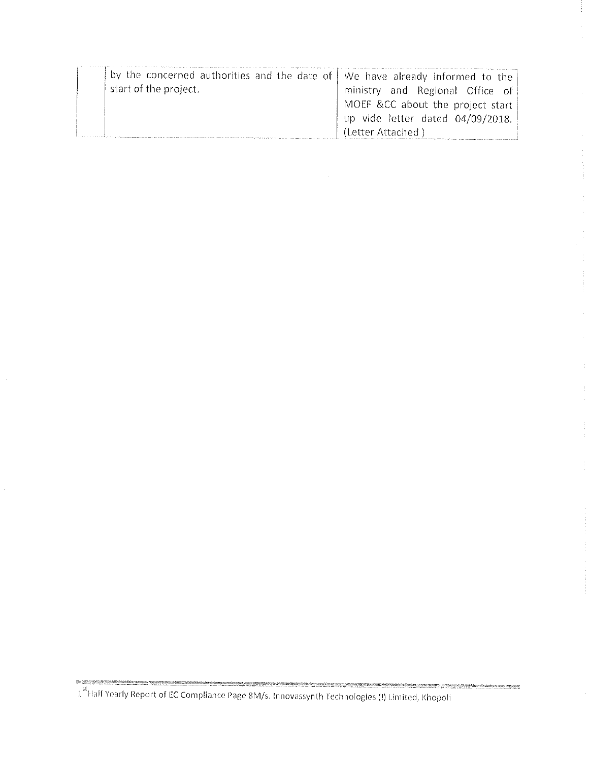|  | by the concerned authorities and the date of start of the project. | We have already informed to the ministry and Regional Office of MOEF &CC about the project start up vide letter dated 04/09/2018. (Letter Attached ) |
|---|---|---|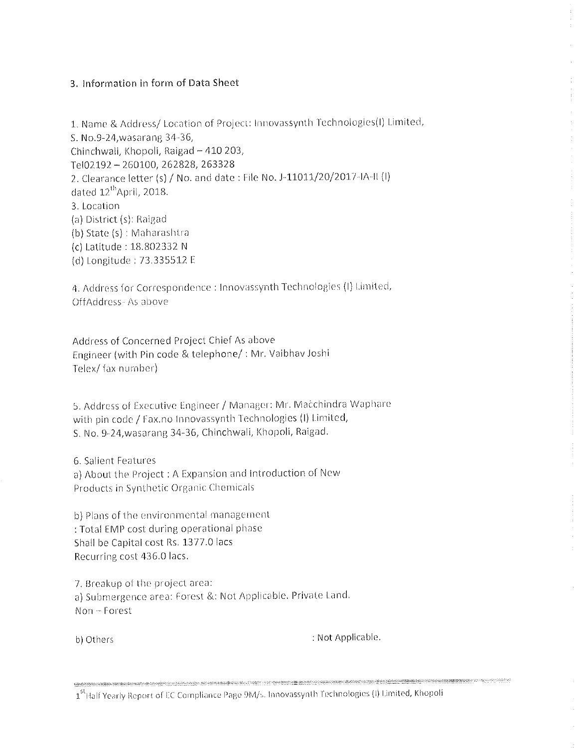## 3. Information in form of Data Sheet

1. Name & Address/ Location of Project: Innovassynth Technologies(I) Limited,
S. No.9-24,wasarang 34-36,
Chinchwali, Khopoli, Raigad – 410 203,
Tel02192 – 260100, 262828, 263328

2. Clearance letter (s) / No. and date : File No. J-11011/20/2017-IA-II (I)
dated 12[th]April, 2018.

3. Location
(a) District (s): Raigad
(b) State (s) : Maharashtra
(c) Latitude : 18.802332 N
(d) Longitude : 73.335512 E

4. Address for Correspondence : Innovassynth Technologies (I) Limited,
OffAddress- As above

Address of Concerned Project Chief As above
Engineer (with Pin code & telephone/ : Mr. Vaibhav Joshi
Telex/ fax number)

5. Address of Executive Engineer / Manager: Mr. Macchindra Waphare
with pin code / Fax.no Innovassynth Technologies (I) Limited,
S. No. 9-24,wasarang 34-36, Chinchwali, Khopoli, Raigad.

6. Salient Features
a) About the Project : A Expansion and Introduction of New
Products in Synthetic Organic Chemicals

b) Plans of the environmental management
: Total EMP cost during operational phase
Shall be Capital cost Rs. 1377.0 lacs
Recurring cost 436.0 lacs.

7. Breakup of the project area:
a) Submergence area: Forest &: Not Applicable. Private Land.
Non – Forest

b) Others : Not Applicable.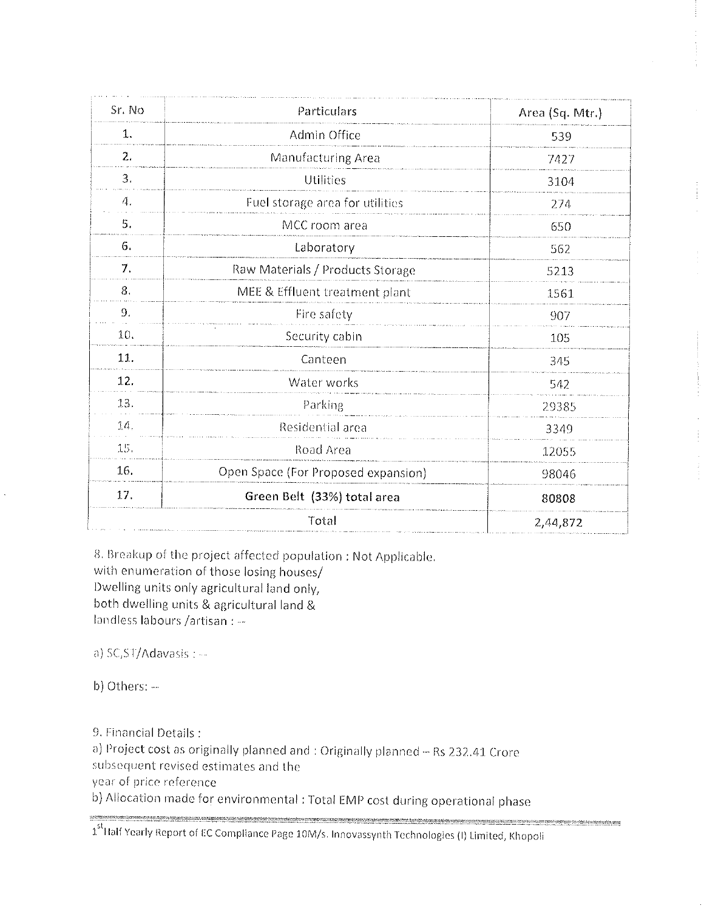| Sr. No | Particulars | Area (Sq. Mtr.) |
|---|---|---|
| 1. | Admin Office | 539 |
| 2. | Manufacturing Area | 7427 |
| 3. | Utilities | 3104 |
| 4. | Fuel storage area for utilities | 274 |
| 5. | MCC room area | 650 |
| 6. | Laboratory | 562 |
| 7. | Raw Materials / Products Storage | 5213 |
| 8. | MEE & Effluent treatment plant | 1561 |
| 9. | Fire safety | 907 |
| 10. | Security cabin | 105 |
| 11. | Canteen | 345 |
| 12. | Water works | 542 |
| 13. | Parking | 29385 |
| 14. | Residential area | 3349 |
| 15. | Road Area | 12055 |
| 16. | Open Space (For Proposed expansion) | 98046 |
| 17. | **Green Belt (33%) total area** | 80808 |
| | Total | 2,44,872 |

8. Breakup of the project affected population : Not Applicable.
with enumeration of those losing houses/
Dwelling units only agricultural land only,
both dwelling units & agricultural land &
landless labours /artisan : --

a) SC,ST/Adavasis : --

b) Others: --

9. Financial Details :
a) Project cost as originally planned and : Originally planned -- Rs 232.41 Crore
subsequent revised estimates and the
year of price reference
b) Allocation made for environmental : Total EMP cost during operational phase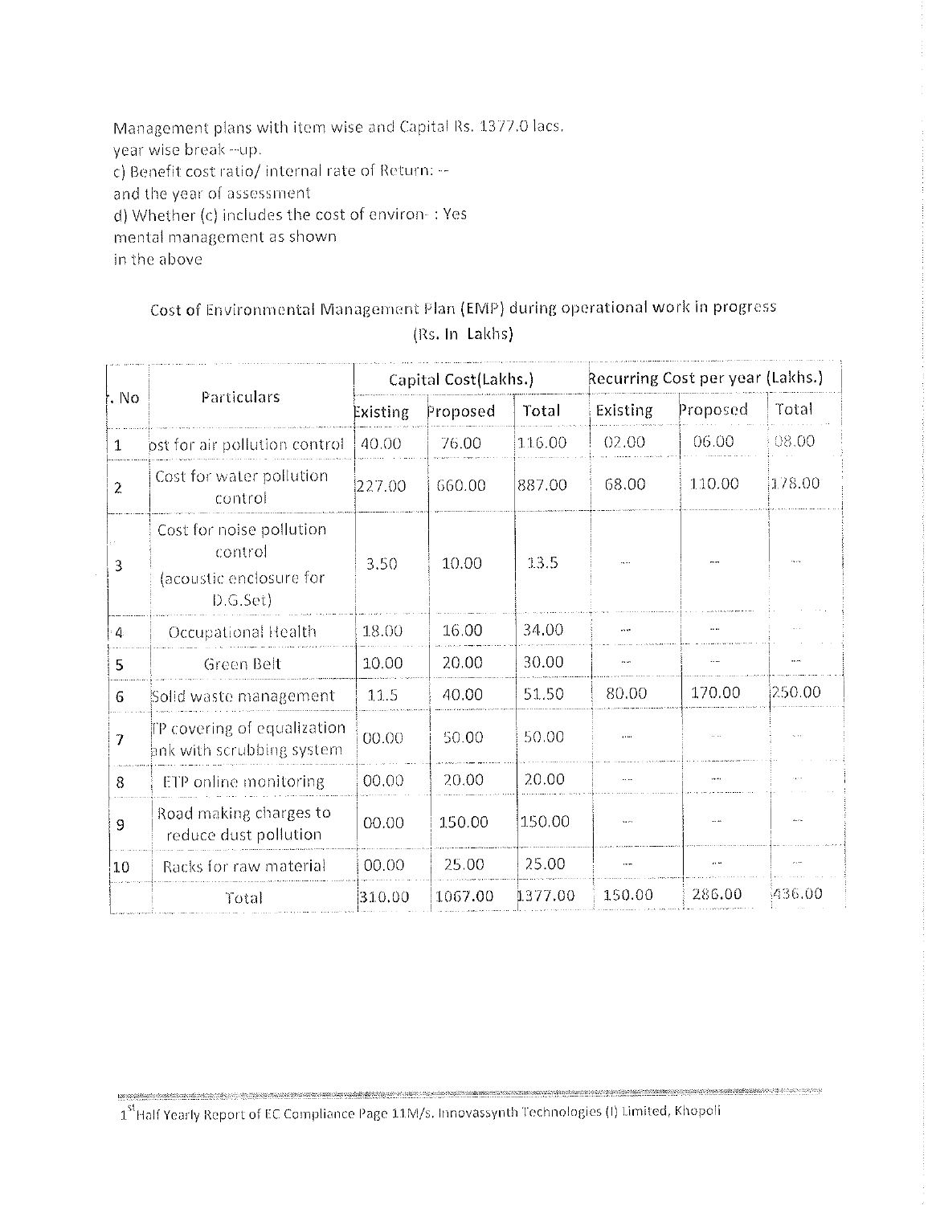Management plans with item wise and Capital Rs. 1377.0 lacs.
year wise break --up.

c) Benefit cost ratio/ internal rate of Return: --
and the year of assessment

d) Whether (c) includes the cost of environ- : Yes
mental management as shown
in the above

Cost of Environmental Management Plan (EMP) during operational work in progress
(Rs. In Lakhs)

| r. No | Particulars | Capital Cost(Lakhs.) | | | Recurring Cost per year (Lakhs.) | | |
|---|---|---|---|---|---|---|---|
| | | Existing | Proposed | Total | Existing | Proposed | Total |
| 1 | ost for air pollution control | 40.00 | 76.00 | 116.00 | 02.00 | 06.00 | 08.00 |
| 2 | Cost for water pollution control | 227.00 | 660.00 | 887.00 | 68.00 | 110.00 | 178.00 |
| 3 | Cost for noise pollution control (acoustic enclosure for D.G.Set) | 3.50 | 10.00 | 13.5 | --- | --- | --- |
| 4 | Occupational Health | 18.00 | 16.00 | 34.00 | --- | --- | --- |
| 5 | Green Belt | 10.00 | 20.00 | 30.00 | --- | --- | --- |
| 6 | Solid waste management | 11.5 | 40.00 | 51.50 | 80.00 | 170.00 | 250.00 |
| 7 | TP covering of equalization ank with scrubbing system | 00.00 | 50.00 | 50.00 | --- | --- | --- |
| 8 | ETP online monitoring | 00.00 | 20.00 | 20.00 | --- | --- | --- |
| 9 | Road making charges to reduce dust pollution | 00.00 | 150.00 | 150.00 | --- | --- | --- |
| 10 | Racks for raw material | 00.00 | 25.00 | 25.00 | --- | --- | --- |
| | Total | 310.00 | 1067.00 | 1377.00 | 150.00 | 286.00 | 436.00 |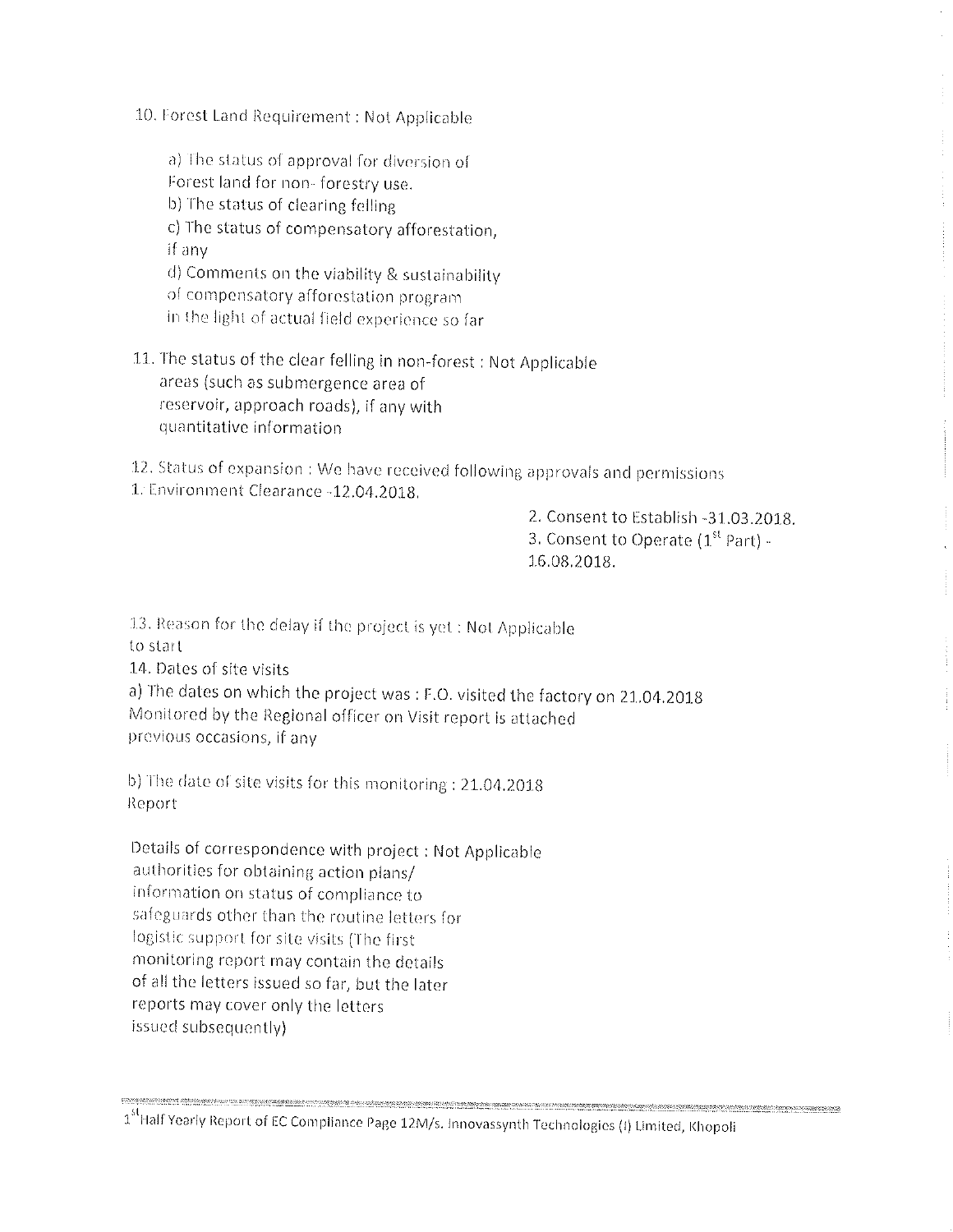10. Forest Land Requirement : Not Applicable

a) The status of approval for diversion of Forest land for non- forestry use.

b) The status of clearing felling

c) The status of compensatory afforestation, if any

d) Comments on the viability & sustainability of compensatory afforestation program in the light of actual field experience so far

11. The status of the clear felling in non-forest areas (such as submergence area of reservoir, approach roads), if any with quantitative information : Not Applicable

12. Status of expansion : We have received following approvals and permissions

1. Environment Clearance -12.04.2018.
2. Consent to Establish -31.03.2018.
3. Consent to Operate (1st Part) - 16.08.2018.

13. Reason for the delay if the project is yet to start : Not Applicable

14. Dates of site visits

a) The dates on which the project was Monitored by the Regional officer on previous occasions, if any : F.O. visited the factory on 21.04.2018 Visit report is attached

b) The date of site visits for this monitoring Report : 21.04.2018

Details of correspondence with project authorities for obtaining action plans/ information on status of compliance to safeguards other than the routine letters for logistic support for site visits (The first monitoring report may contain the details of all the letters issued so far, but the later reports may cover only the letters issued subsequently) : Not Applicable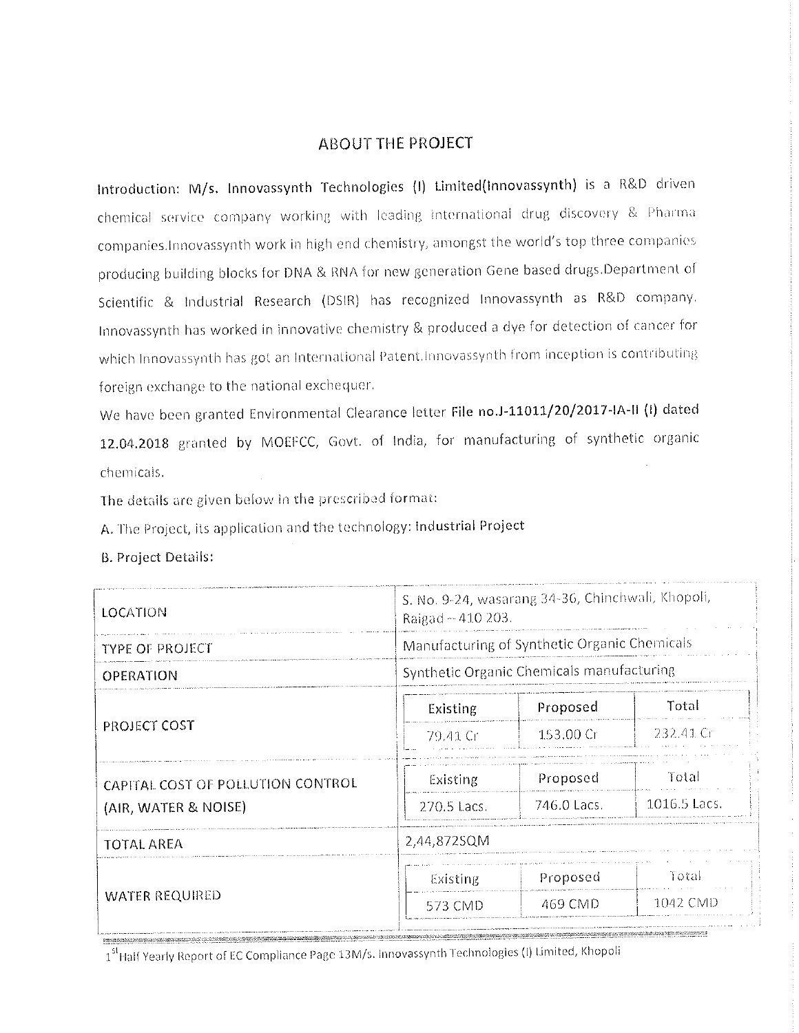# ABOUT THE PROJECT

**Introduction: M/s. Innovassynth Technologies (I) Limited(Innovassynth)** is a R&D driven chemical service company working with leading international drug discovery & Pharma companies.Innovassynth work in high end chemistry, amongst the world's top three companies producing building blocks for DNA & RNA for new generation Gene based drugs.Department of Scientific & Industrial Research (DSIR) has recognized Innovassynth as R&D company. Innovassynth has worked in innovative chemistry & produced a dye for detection of cancer for which Innovassynth has got an International Patent.Innovassynth from inception is contributing foreign exchange to the national exchequer.

We have been granted Environmental Clearance letter **File no.J-11011/20/2017-IA-II (I) dated 12.04.2018** granted by MOEFCC, Govt. of India, for manufacturing of synthetic organic chemicals.

The details are given below in the prescribed format:

A. The Project, its application and the technology: **Industrial Project**

B. Project Details:

| | | | |
|---|---|---|---|
| LOCATION | S. No. 9-24, wasarang 34-36, Chinchwali, Khopoli, Raigad – 410 203. | | |
| TYPE OF PROJECT | Manufacturing of Synthetic Organic Chemicals | | |
| OPERATION | Synthetic Organic Chemicals manufacturing | | |
| PROJECT COST | Existing | Proposed | Total |
| | 79.41 Cr | 153.00 Cr | 232.41 Cr |
| CAPITAL COST OF POLLUTION CONTROL (AIR, WATER & NOISE) | Existing | Proposed | Total |
| | 270.5 Lacs. | 746.0 Lacs. | 1016.5 Lacs. |
| TOTAL AREA | 2,44,872SQM | | |
| WATER REQUIRED | Existing | Proposed | Total |
| | 573 CMD | 469 CMD | 1042 CMD |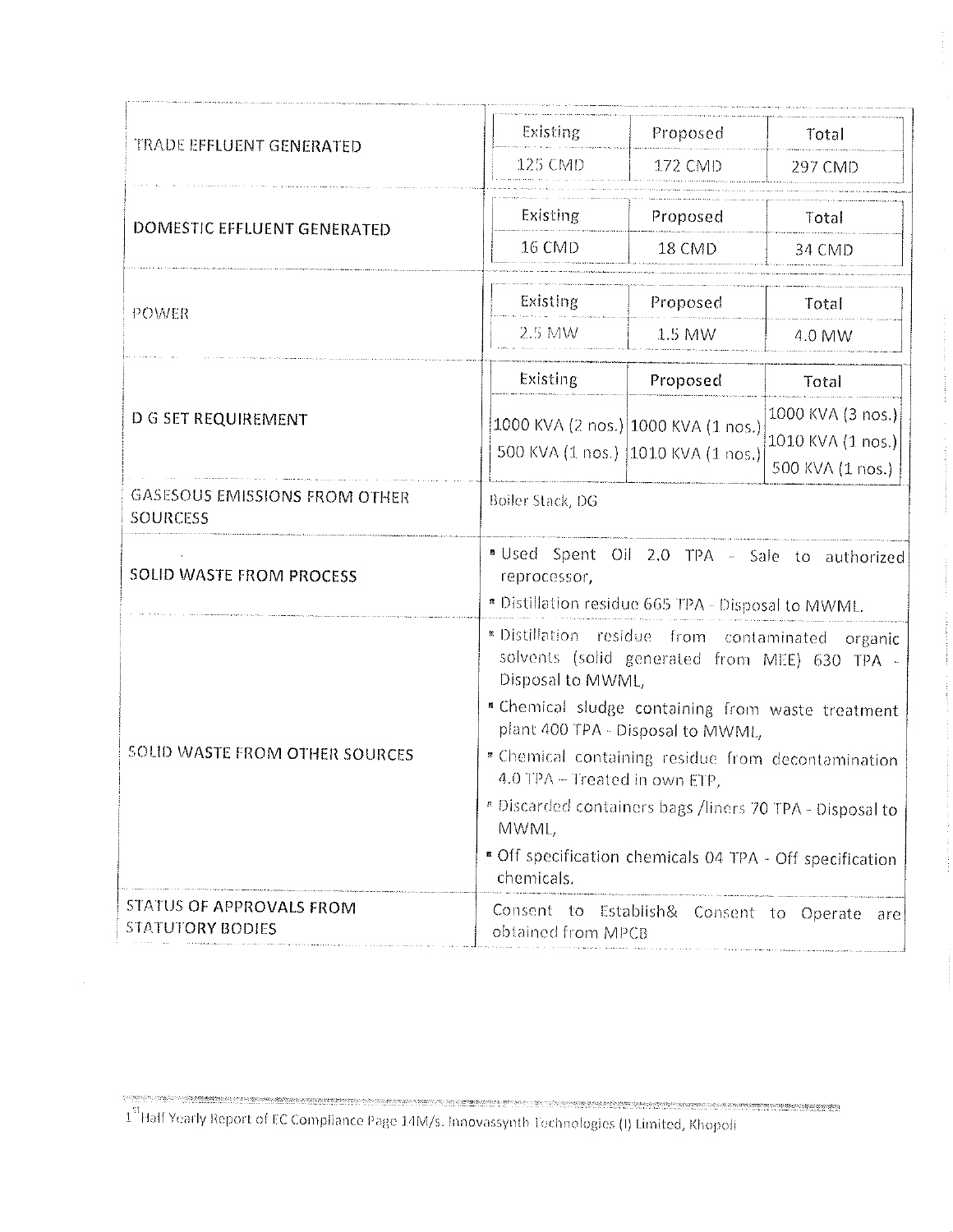| | | | |
|---|---|---|---|
| TRADE EFFLUENT GENERATED | Existing | Proposed | Total |
| | 125 CMD | 172 CMD | 297 CMD |
| DOMESTIC EFFLUENT GENERATED | Existing | Proposed | Total |
| | 16 CMD | 18 CMD | 34 CMD |
| POWER | Existing | Proposed | Total |
| | 2.5 MW | 1.5 MW | 4.0 MW |
| D G SET REQUIREMENT | Existing | Proposed | Total |
| | 1000 KVA (2 nos.)<br>500 KVA (1 nos.) | 1000 KVA (1 nos.)<br>1010 KVA (1 nos.) | 1000 KVA (3 nos.)<br>1010 KVA (1 nos.)<br>500 KVA (1 nos.) |
| GASESOUS EMISSIONS FROM OTHER SOURCESS | Boiler Stack, DG | | |
| SOLID WASTE FROM PROCESS | • Used Spent Oil 2.0 TPA - Sale to authorized reprocessor,<br>• Distillation residue 665 TPA - Disposal to MWML. | | |
| SOLID WASTE FROM OTHER SOURCES | • Distillation residue from contaminated organic solvents (solid generated from MEE) 630 TPA - Disposal to MWML,<br>• Chemical sludge containing from waste treatment plant 400 TPA - Disposal to MWML,<br>• Chemical containing residue from decontamination 4.0 TPA – Treated in own ETP,<br>• Discarded containers bags /liners 70 TPA - Disposal to MWML,<br>• Off specification chemicals 04 TPA - Off specification chemicals. | | |
| STATUS OF APPROVALS FROM STATUTORY BODIES | Consent to Establish& Consent to Operate are obtained from MPCB | | |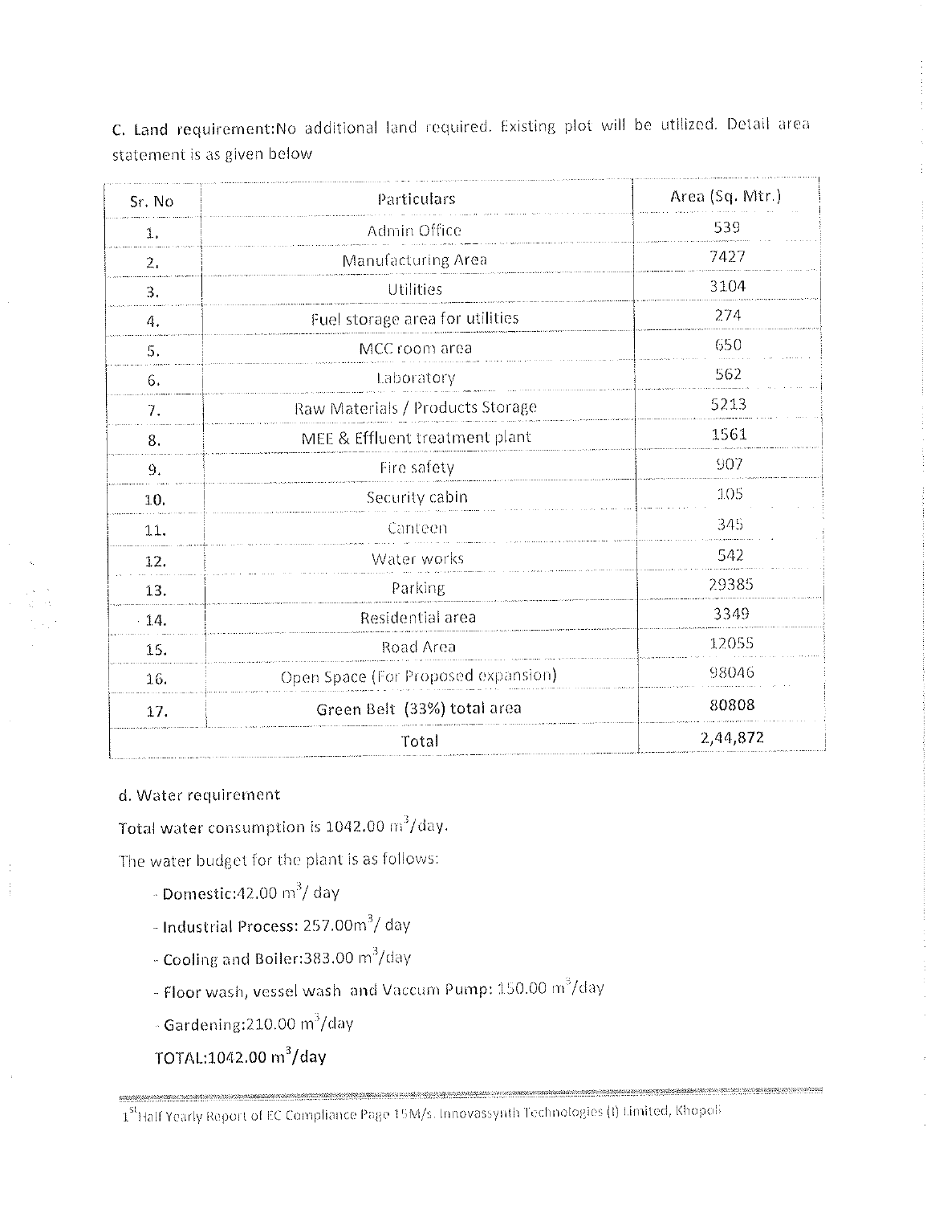C. Land requirement:No additional land required. Existing plot will be utilized. Detail area statement is as given below

| Sr. No | Particulars | Area (Sq. Mtr.) |
|---|---|---|
| 1. | Admin Office | 539 |
| 2. | Manufacturing Area | 7427 |
| 3. | Utilities | 3104 |
| 4. | Fuel storage area for utilities | 274 |
| 5. | MCC room area | 650 |
| 6. | Laboratory | 562 |
| 7. | Raw Materials / Products Storage | 5213 |
| 8. | MEE & Effluent treatment plant | 1561 |
| 9. | Fire safety | 907 |
| 10. | Security cabin | 105 |
| 11. | Canteen | 345 |
| 12. | Water works | 542 |
| 13. | Parking | 29385 |
| 14. | Residential area | 3349 |
| 15. | Road Area | 12055 |
| 16. | Open Space (For Proposed expansion) | 98046 |
| 17. | Green Belt (33%) total area | 80808 |
| | Total | 2,44,872 |

d. Water requirement

Total water consumption is 1042.00 $m^3$/day.

The water budget for the plant is as follows:

- Domestic:42.00 $m^3$/ day
- Industrial Process: 257.00$m^3$/ day
- Cooling and Boiler:383.00 $m^3$/day
- Floor wash, vessel wash and Vaccum Pump: 150.00 $m^3$/day
- Gardening:210.00 $m^3$/day

**TOTAL:1042.00 $m^3$/day**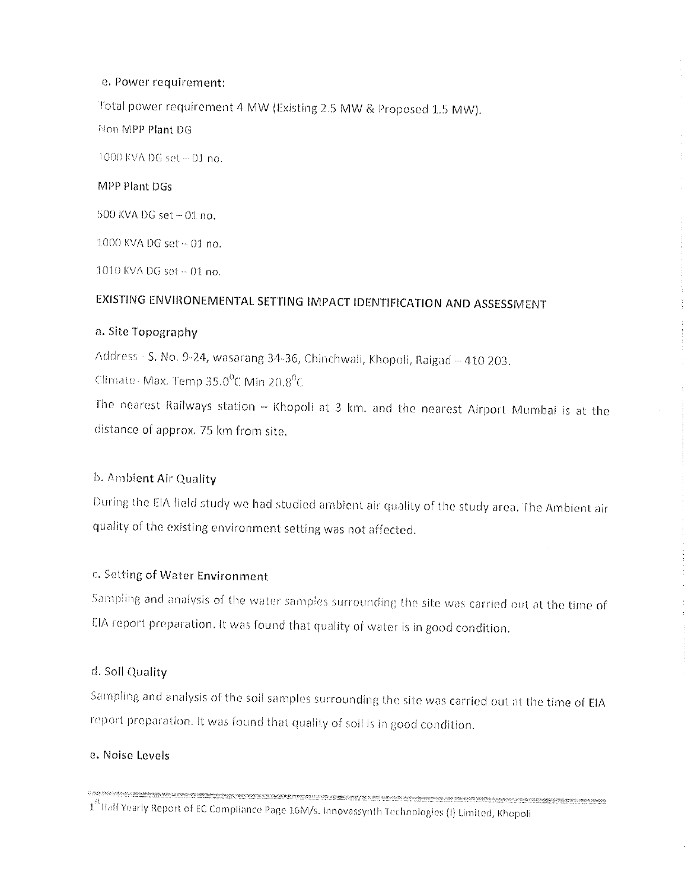e. Power requirement:

Total power requirement 4 MW (Existing 2.5 MW & Proposed 1.5 MW).

**Non MPP Plant DG**

1000 KVA DG set – 01 no.

**MPP Plant DGs**

500 KVA DG set – 01 no.

1000 KVA DG set – 01 no.

1010 KVA DG set – 01 no.

## EXISTING ENVIRONEMENTAL SETTING IMPACT IDENTIFICATION AND ASSESSMENT

### a. Site Topography

Address - S. No. 9-24, wasarang 34-36, Chinchwali, Khopoli, Raigad – 410 203.

Climate- Max. Temp 35.0$^0$C Min 20.8$^0$C

The nearest Railways station – Khopoli at 3 km. and the nearest Airport Mumbai is at the distance of approx. 75 km from site.

### b. Ambient Air Quality

During the EIA field study we had studied ambient air quality of the study area. The Ambient air quality of the existing environment setting was not affected.

### c. Setting of Water Environment

Sampling and analysis of the water samples surrounding the site was carried out at the time of EIA report preparation. It was found that quality of water is in good condition.

### d. Soil Quality

Sampling and analysis of the soil samples surrounding the site was carried out at the time of EIA report preparation. It was found that quality of soil is in good condition.

### e. Noise Levels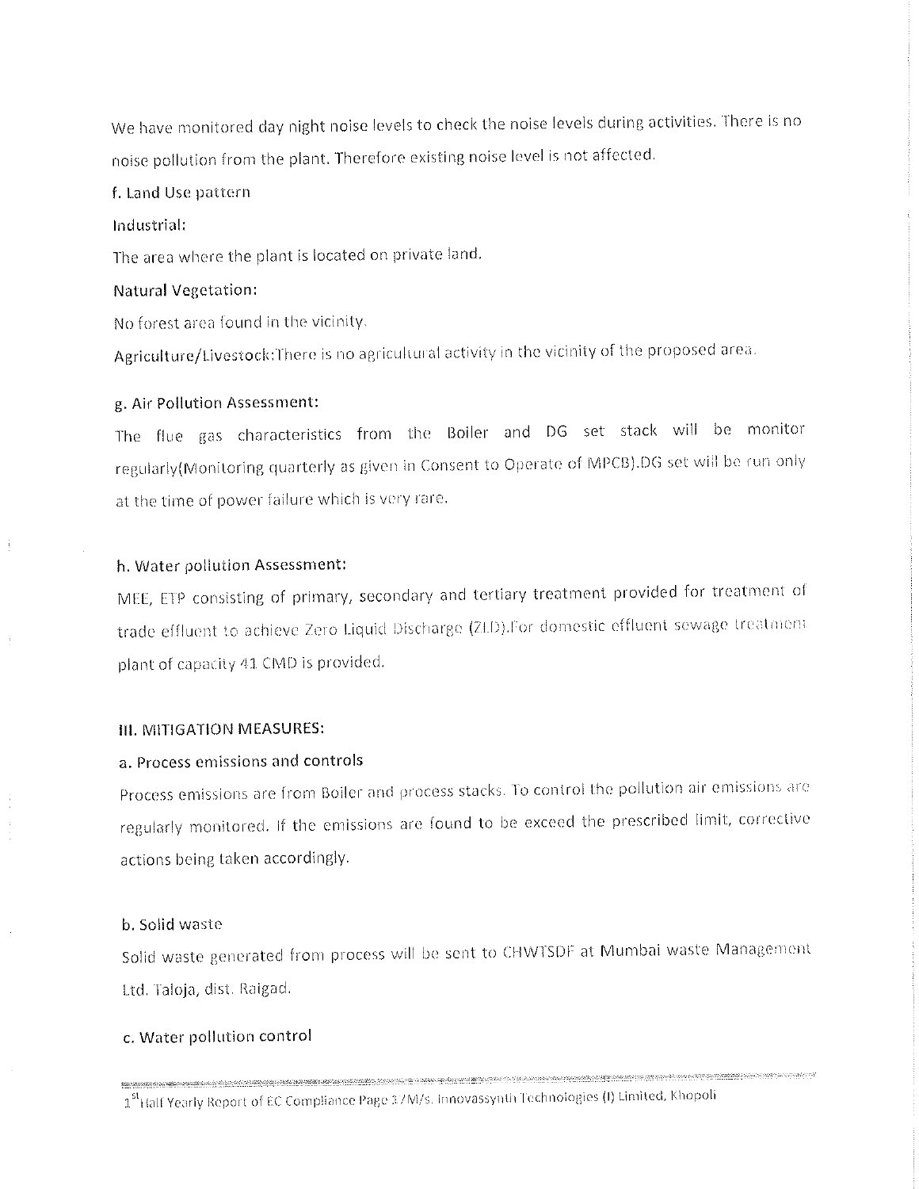We have monitored day night noise levels to check the noise levels during activities. There is no noise pollution from the plant. Therefore existing noise level is not affected.

**f. Land Use pattern**

**Industrial:**

The area where the plant is located on private land.

**Natural Vegetation:**

No forest area found in the vicinity.

Agriculture/Livestock:There is no agricultural activity in the vicinity of the proposed area.

**g. Air Pollution Assessment:**

The flue gas characteristics from the Boiler and DG set stack will be monitor regularly(Monitoring quarterly as given in Consent to Operate of MPCB).DG set will be run only at the time of power failure which is very rare.

**h. Water pollution Assessment:**

MEE, ETP consisting of primary, secondary and tertiary treatment provided for treatment of trade effluent to achieve Zero Liquid Discharge (ZLD).For domestic effluent sewage treatment plant of capacity 41 CMD is provided.

**III. MITIGATION MEASURES:**

**a. Process emissions and controls**

Process emissions are from Boiler and process stacks. To control the pollution air emissions are regularly monitored. If the emissions are found to be exceed the prescribed limit, corrective actions being taken accordingly.

**b. Solid waste**

Solid waste generated from process will be sent to CHWTSDF at Mumbai waste Management Ltd. Taloja, dist. Raigad.

**c. Water pollution control**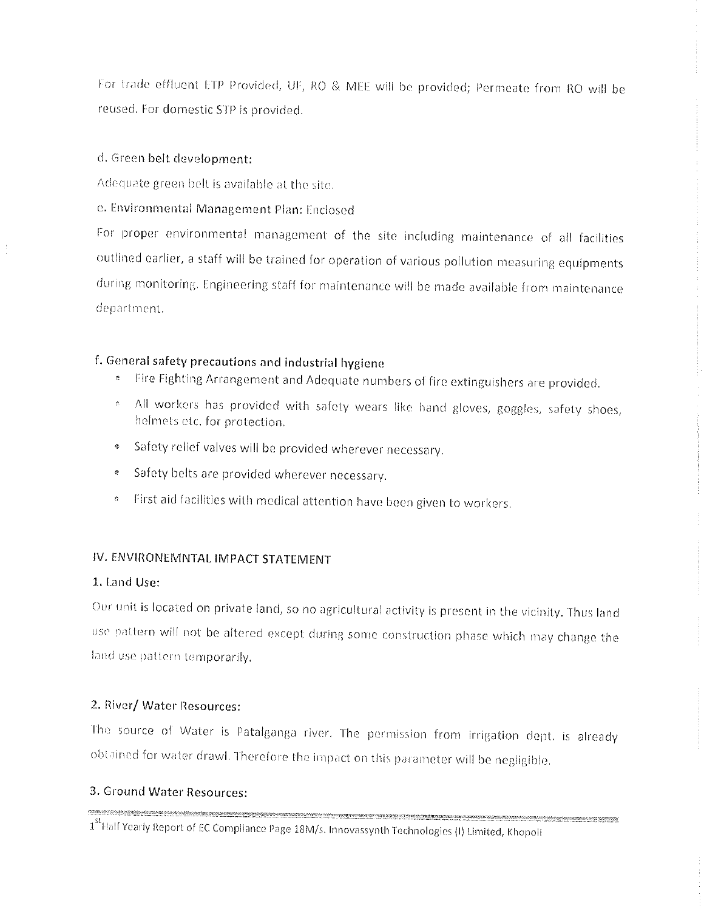For trade effluent ETP Provided, UF, RO & MEE will be provided; Permeate from RO will be reused. For domestic STP is provided.

d. Green belt development:

Adequate green belt is available at the site.

e. Environmental Management Plan: Enclosed

For proper environmental management of the site including maintenance of all facilities outlined earlier, a staff will be trained for operation of various pollution measuring equipments during monitoring. Engineering staff for maintenance will be made available from maintenance department.

f. General safety precautions and industrial hygiene

- Fire Fighting Arrangement and Adequate numbers of fire extinguishers are provided.
- All workers has provided with safety wears like hand gloves, goggles, safety shoes, helmets etc. for protection.
- Safety relief valves will be provided wherever necessary.
- Safety belts are provided wherever necessary.
- First aid facilities with medical attention have been given to workers.

## IV. ENVIRONEMNTAL IMPACT STATEMENT

### 1. Land Use:

Our unit is located on private land, so no agricultural activity is present in the vicinity. Thus land use pattern will not be altered except during some construction phase which may change the land use pattern temporarily.

### 2. River/ Water Resources:

The source of Water is Patalganga river. The permission from irrigation dept. is already obtained for water drawl. Therefore the impact on this parameter will be negligible.

### 3. Ground Water Resources: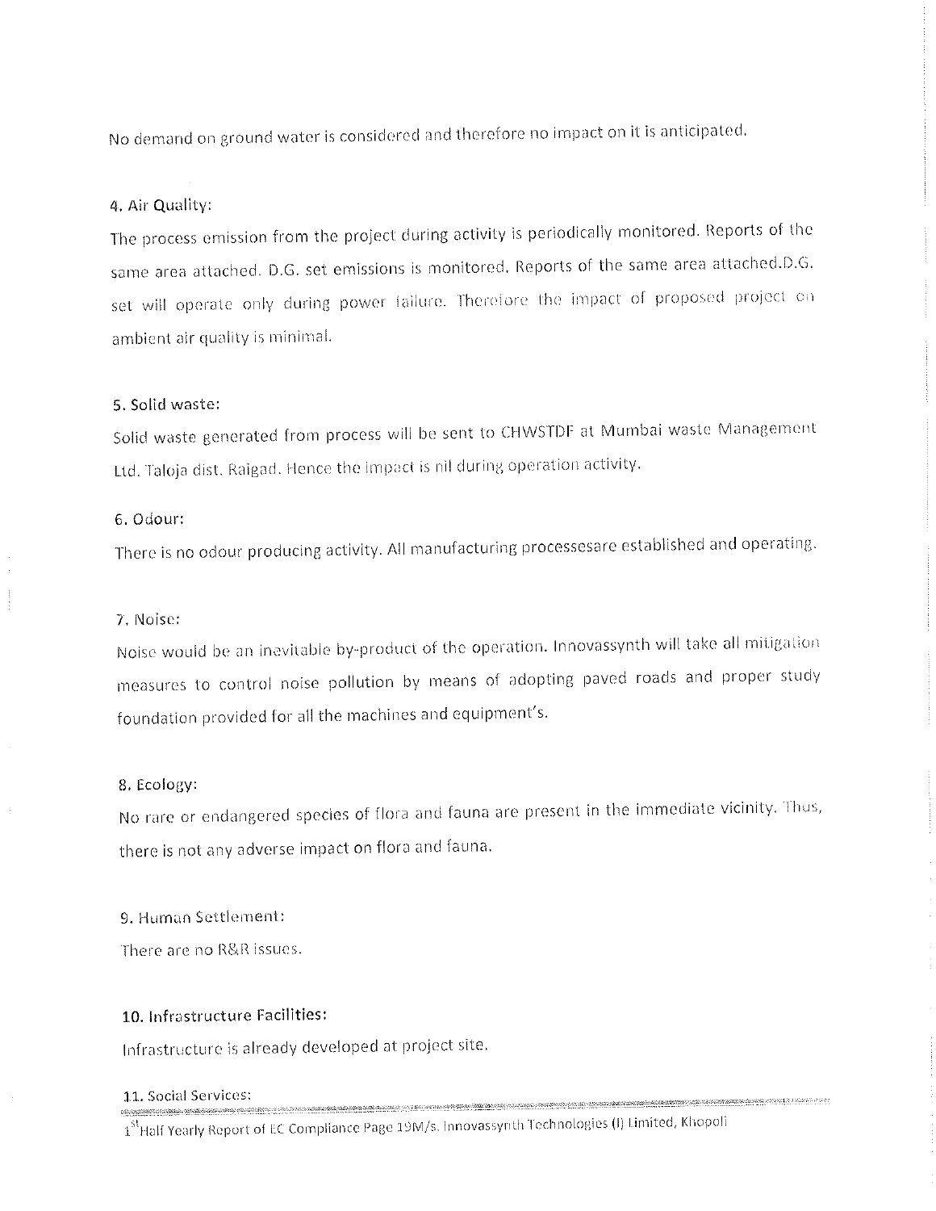No demand on ground water is considered and therefore no impact on it is anticipated.

4. Air Quality:

The process emission from the project during activity is periodically monitored. Reports of the same area attached. D.G. set emissions is monitored. Reports of the same area attached.D.G. set will operate only during power failure. Therefore the impact of proposed project on ambient air quality is minimal.

5. Solid waste:

Solid waste generated from process will be sent to CHWSTDF at Mumbai waste Management Ltd. Taloja dist. Raigad. Hence the impact is nil during operation activity.

6. Odour:

There is no odour producing activity. All manufacturing processesare established and operating.

7. Noise:

Noise would be an inevitable by-product of the operation. Innovassynth will take all mitigation measures to control noise pollution by means of adopting paved roads and proper study foundation provided for all the machines and equipment's.

8. Ecology:

No rare or endangered species of flora and fauna are present in the immediate vicinity. Thus, there is not any adverse impact on flora and fauna.

9. Human Settlement:

There are no R&R issues.

**10. Infrastructure Facilities:**

Infrastructure is already developed at project site.

11. Social Services: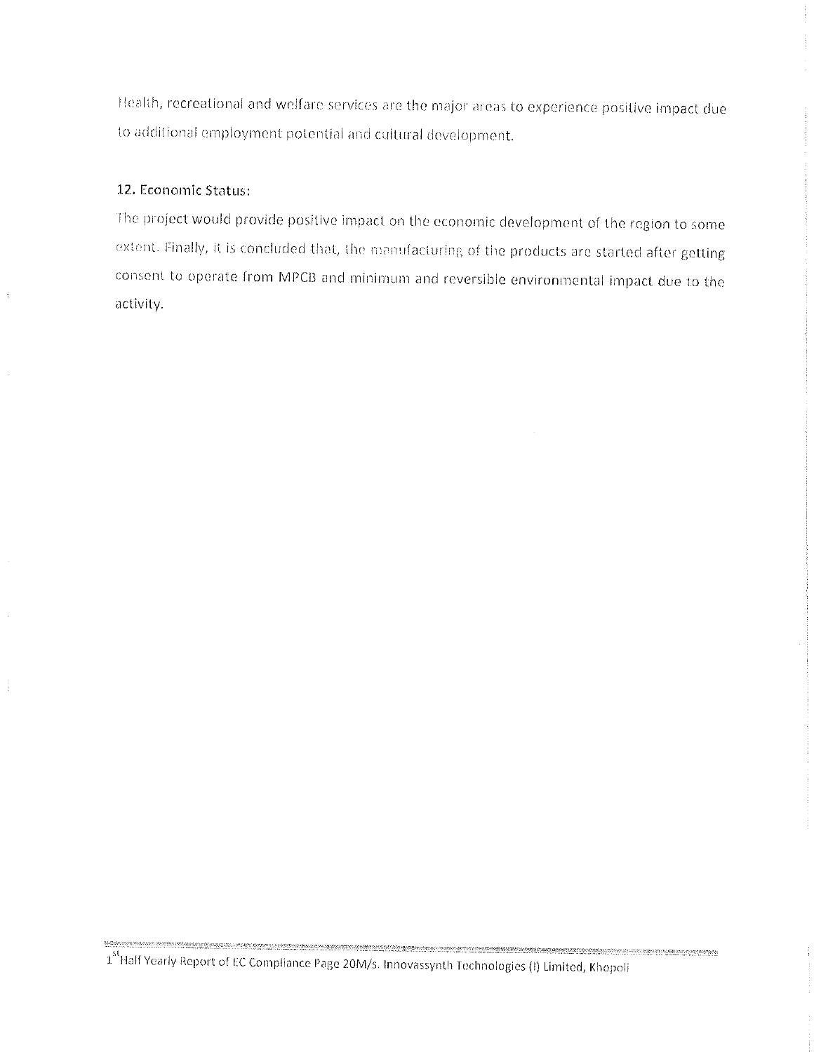Health, recreational and welfare services are the major areas to experience positive impact due to additional employment potential and cultural development.

**12. Economic Status:**

The project would provide positive impact on the economic development of the region to some extent. Finally, it is concluded that, the manufacturing of the products are started after getting consent to operate from MPCB and minimum and reversible environmental impact due to the activity.